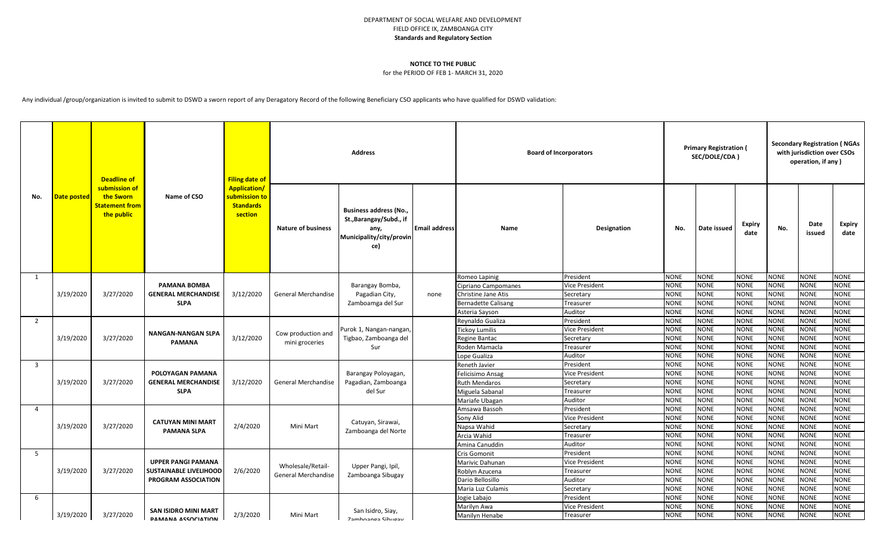DEPARTMENT OF SOCIAL WELFARE AND DEVELOPMENT
FIELD OFFICE IX, ZAMBOANGA CITY
**Standards and Regulatory Section**

**NOTICE TO THE PUBLIC**
for the PERIOD OF FEB 1- MARCH 31, 2020

Any individual /group/organization is invited to submit to DSWD a sworn report of any Deragatory Record of the following Beneficiary CSO applicants who have qualified for DSWD validation:

| No. | Date posted | Deadline of submission of the Sworn Statement from the public | Name of CSO | Filing date of Application/ submission to the Standards section | Address | | | Board of Incorporators | | Primary Registration ( SEC/DOLE/CDA ) | | | Secondary Registration ( NGAs with jurisdiction over CSOs operation, if any ) | | |
|---|---|---|---|---|---|---|---|---|---|---|---|---|---|---|---|
| | | | | | Nature of business | Business address (No., St.,Barangay/Subd., if any, Municipality/city/province) | Email address | Name | Designation | No. | Date issued | Expiry date | No. | Date issued | Expiry date |
| 1 | 3/19/2020 | 3/27/2020 | PAMANA BOMBA GENERAL MERCHANDISE SLPA | 3/12/2020 | General Merchandise | Barangay Bomba, Pagadian City, Zamboamga del Sur | none | Romeo Lapinig | President | NONE | NONE | NONE | NONE | NONE | NONE |
| | | | | | | | | Cipriano Campomanes | Vice President | NONE | NONE | NONE | NONE | NONE | NONE |
| | | | | | | | | Christine Jane Atis | Secretary | NONE | NONE | NONE | NONE | NONE | NONE |
| | | | | | | | | Bernadette Calisang | Treasurer | NONE | NONE | NONE | NONE | NONE | NONE |
| | | | | | | | | Asteria Sayson | Auditor | NONE | NONE | NONE | NONE | NONE | NONE |
| 2 | 3/19/2020 | 3/27/2020 | NANGAN-NANGAN SLPA PAMANA | 3/12/2020 | Cow production and mini groceries | Purok 1, Nangan-nangan, Tigbao, Zamboanga del Sur | | Reynaldo Gualiza | President | NONE | NONE | NONE | NONE | NONE | NONE |
| | | | | | | | | Tickoy Lumilis | Vice President | NONE | NONE | NONE | NONE | NONE | NONE |
| | | | | | | | | Regine Bantac | Secretary | NONE | NONE | NONE | NONE | NONE | NONE |
| | | | | | | | | Roden Mamacla | Treasurer | NONE | NONE | NONE | NONE | NONE | NONE |
| | | | | | | | | Lope Gualiza | Auditor | NONE | NONE | NONE | NONE | NONE | NONE |
| 3 | 3/19/2020 | 3/27/2020 | POLOYAGAN PAMANA GENERAL MERCHANDISE SLPA | 3/12/2020 | General Merchandise | Barangay Poloyagan, Pagadian, Zamboanga del Sur | | Reneth Javier | President | NONE | NONE | NONE | NONE | NONE | NONE |
| | | | | | | | | Felicisimo Ansag | Vice President | NONE | NONE | NONE | NONE | NONE | NONE |
| | | | | | | | | Ruth Mendaros | Secretary | NONE | NONE | NONE | NONE | NONE | NONE |
| | | | | | | | | Miguela Sabanal | Treasurer | NONE | NONE | NONE | NONE | NONE | NONE |
| | | | | | | | | Mariafe Ubagan | Auditor | NONE | NONE | NONE | NONE | NONE | NONE |
| 4 | 3/19/2020 | 3/27/2020 | CATUYAN MINI MART PAMANA SLPA | 2/4/2020 | Mini Mart | Catuyan, Sirawai, Zamboanga del Norte | | Amsawa Bassoh | President | NONE | NONE | NONE | NONE | NONE | NONE |
| | | | | | | | | Sony Alid | Vice President | NONE | NONE | NONE | NONE | NONE | NONE |
| | | | | | | | | Napsa Wahid | Secretary | NONE | NONE | NONE | NONE | NONE | NONE |
| | | | | | | | | Arcia Wahid | Treasurer | NONE | NONE | NONE | NONE | NONE | NONE |
| | | | | | | | | Amina Canuddin | Auditor | NONE | NONE | NONE | NONE | NONE | NONE |
| 5 | 3/19/2020 | 3/27/2020 | UPPER PANGI PAMANA SUSTAINABLE LIVELIHOOD PROGRAM ASSOCIATION | 2/6/2020 | Wholesale/Retail-General Merchandise | Upper Pangi, Ipil, Zamboanga Sibugay | | Cris Gomonit | President | NONE | NONE | NONE | NONE | NONE | NONE |
| | | | | | | | | Marivic Dahunan | Vice President | NONE | NONE | NONE | NONE | NONE | NONE |
| | | | | | | | | Roblyn Azucena | Treasurer | NONE | NONE | NONE | NONE | NONE | NONE |
| | | | | | | | | Dario Bellosillo | Auditor | NONE | NONE | NONE | NONE | NONE | NONE |
| | | | | | | | | Maria Luz Culamis | Secretary | NONE | NONE | NONE | NONE | NONE | NONE |
| 6 | 3/19/2020 | 3/27/2020 | SAN ISIDRO MINI MART PAMANA ASSOCIATION | 2/3/2020 | Mini Mart | San Isidro, Siay, Zamboanga Sibugay | | Jogie Labajo | President | NONE | NONE | NONE | NONE | NONE | NONE |
| | | | | | | | | Marilyn Awa | Vice President | NONE | NONE | NONE | NONE | NONE | NONE |
| | | | | | | | | Manilyn Henabe | Treasurer | NONE | NONE | NONE | NONE | NONE | NONE |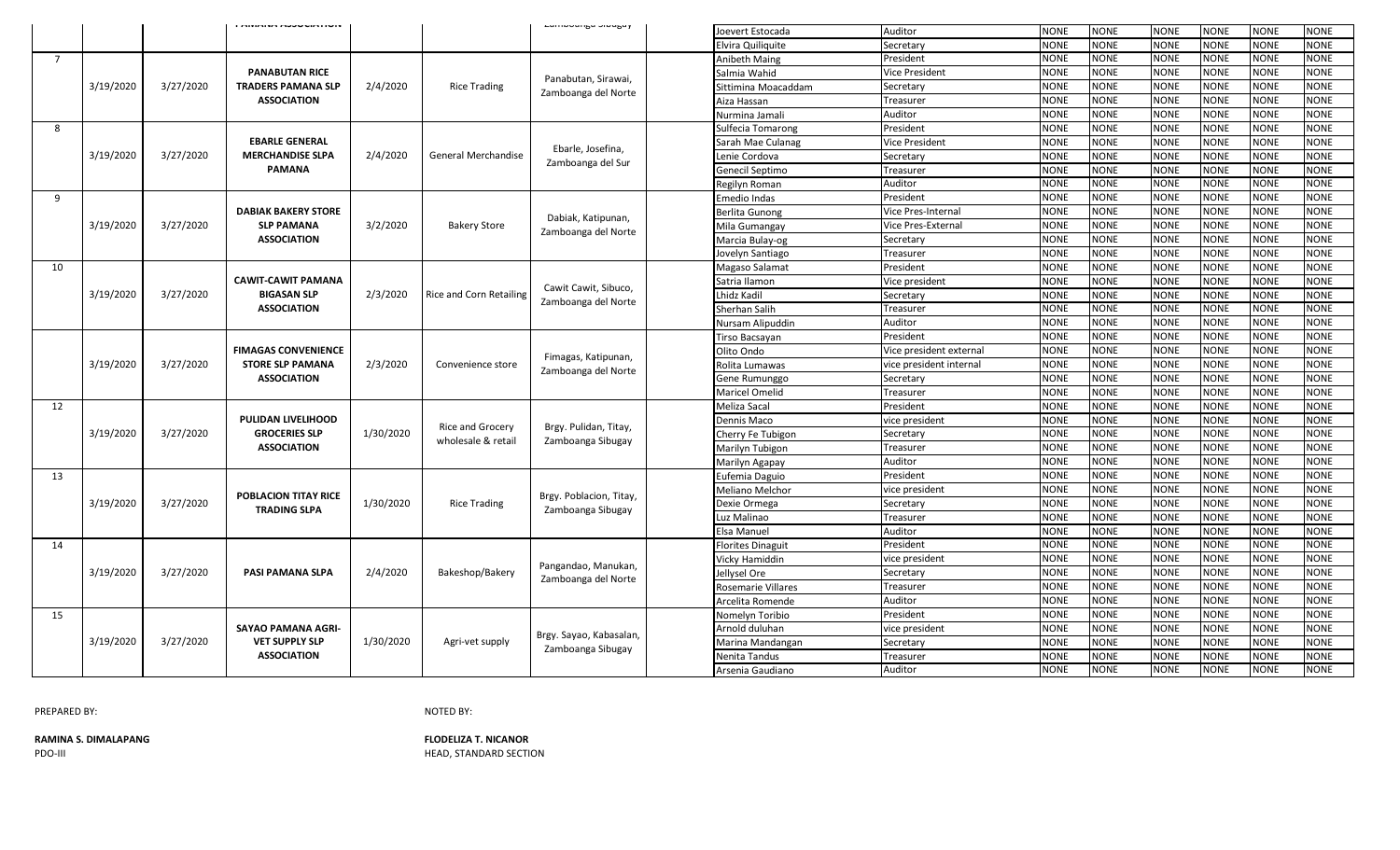| | | | | | | | | | | | | | | | |
|---|---|---|---|---|---|---|---|---|---|---|---|---|---|---|---|
| | | | PAMANA ASSOCIATION | | | Zamboanga Sibugay | | Joevert Estocada | Auditor | NONE | NONE | NONE | NONE | NONE | NONE |
| | | | | | | | | Elvira Quiliquite | Secretary | NONE | NONE | NONE | NONE | NONE | NONE |
| 7 | 3/19/2020 | 3/27/2020 | PANABUTAN RICE TRADERS PAMANA SLP ASSOCIATION | 2/4/2020 | Rice Trading | Panabutan, Sirawai, Zamboanga del Norte | | Anibeth Maing | President | NONE | NONE | NONE | NONE | NONE | NONE |
| | | | | | | | | Salmia Wahid | Vice President | NONE | NONE | NONE | NONE | NONE | NONE |
| | | | | | | | | Sittimina Moacaddam | Secretary | NONE | NONE | NONE | NONE | NONE | NONE |
| | | | | | | | | Aiza Hassan | Treasurer | NONE | NONE | NONE | NONE | NONE | NONE |
| | | | | | | | | Nurmina Jamali | Auditor | NONE | NONE | NONE | NONE | NONE | NONE |
| 8 | 3/19/2020 | 3/27/2020 | EBARLE GENERAL MERCHANDISE SLPA PAMANA | 2/4/2020 | General Merchandise | Ebarle, Josefina, Zamboanga del Sur | | Sulfecia Tomarong | President | NONE | NONE | NONE | NONE | NONE | NONE |
| | | | | | | | | Sarah Mae Culanag | Vice President | NONE | NONE | NONE | NONE | NONE | NONE |
| | | | | | | | | Lenie Cordova | Secretary | NONE | NONE | NONE | NONE | NONE | NONE |
| | | | | | | | | Genecil Septimo | Treasurer | NONE | NONE | NONE | NONE | NONE | NONE |
| | | | | | | | | Regilyn Roman | Auditor | NONE | NONE | NONE | NONE | NONE | NONE |
| 9 | 3/19/2020 | 3/27/2020 | DABIAK BAKERY STORE SLP PAMANA ASSOCIATION | 3/2/2020 | Bakery Store | Dabiak, Katipunan, Zamboanga del Norte | | Emedio Indas | President | NONE | NONE | NONE | NONE | NONE | NONE |
| | | | | | | | | Berlita Gunong | Vice Pres-Internal | NONE | NONE | NONE | NONE | NONE | NONE |
| | | | | | | | | Mila Gumangay | Vice Pres-External | NONE | NONE | NONE | NONE | NONE | NONE |
| | | | | | | | | Marcia Bulay-og | Secretary | NONE | NONE | NONE | NONE | NONE | NONE |
| | | | | | | | | Jovelyn Santiago | Treasurer | NONE | NONE | NONE | NONE | NONE | NONE |
| 10 | 3/19/2020 | 3/27/2020 | CAWIT-CAWIT PAMANA BIGASAN SLP ASSOCIATION | 2/3/2020 | Rice and Corn Retailing | Cawit Cawit, Sibuco, Zamboanga del Norte | | Magaso Salamat | President | NONE | NONE | NONE | NONE | NONE | NONE |
| | | | | | | | | Satria Ilamon | Vice president | NONE | NONE | NONE | NONE | NONE | NONE |
| | | | | | | | | Lhidz Kadil | Secretary | NONE | NONE | NONE | NONE | NONE | NONE |
| | | | | | | | | Sherhan Salih | Treasurer | NONE | NONE | NONE | NONE | NONE | NONE |
| | | | | | | | | Nursam Alipuddin | Auditor | NONE | NONE | NONE | NONE | NONE | NONE |
| | 3/19/2020 | 3/27/2020 | FIMAGAS CONVENIENCE STORE SLP PAMANA ASSOCIATION | 2/3/2020 | Convenience store | Fimagas, Katipunan, Zamboanga del Norte | | Tirso Bacsayan | President | NONE | NONE | NONE | NONE | NONE | NONE |
| | | | | | | | | Olito Ondo | Vice president external | NONE | NONE | NONE | NONE | NONE | NONE |
| | | | | | | | | Rolita Lumawas | vice president internal | NONE | NONE | NONE | NONE | NONE | NONE |
| | | | | | | | | Gene Rumunggo | Secretary | NONE | NONE | NONE | NONE | NONE | NONE |
| | | | | | | | | Maricel Omelid | Treasurer | NONE | NONE | NONE | NONE | NONE | NONE |
| 12 | 3/19/2020 | 3/27/2020 | PULIDAN LIVELIHOOD GROCERIES SLP ASSOCIATION | 1/30/2020 | Rice and Grocery wholesale & retail | Brgy. Pulidan, Titay, Zamboanga Sibugay | | Meliza Sacal | President | NONE | NONE | NONE | NONE | NONE | NONE |
| | | | | | | | | Dennis Maco | vice president | NONE | NONE | NONE | NONE | NONE | NONE |
| | | | | | | | | Cherry Fe Tubigon | Secretary | NONE | NONE | NONE | NONE | NONE | NONE |
| | | | | | | | | Marilyn Tubigon | Treasurer | NONE | NONE | NONE | NONE | NONE | NONE |
| | | | | | | | | Marilyn Agapay | Auditor | NONE | NONE | NONE | NONE | NONE | NONE |
| 13 | 3/19/2020 | 3/27/2020 | POBLACION TITAY RICE TRADING SLPA | 1/30/2020 | Rice Trading | Brgy. Poblacion, Titay, Zamboanga Sibugay | | Eufemia Daguio | President | NONE | NONE | NONE | NONE | NONE | NONE |
| | | | | | | | | Meliano Melchor | vice president | NONE | NONE | NONE | NONE | NONE | NONE |
| | | | | | | | | Dexie Ormega | Secretary | NONE | NONE | NONE | NONE | NONE | NONE |
| | | | | | | | | Luz Malinao | Treasurer | NONE | NONE | NONE | NONE | NONE | NONE |
| | | | | | | | | Elsa Manuel | Auditor | NONE | NONE | NONE | NONE | NONE | NONE |
| 14 | 3/19/2020 | 3/27/2020 | PASI PAMANA SLPA | 2/4/2020 | Bakeshop/Bakery | Pangandao, Manukan, Zamboanga del Norte | | Florites Dinaguit | President | NONE | NONE | NONE | NONE | NONE | NONE |
| | | | | | | | | Vicky Hamiddin | vice president | NONE | NONE | NONE | NONE | NONE | NONE |
| | | | | | | | | Jellysel Ore | Secretary | NONE | NONE | NONE | NONE | NONE | NONE |
| | | | | | | | | Rosemarie Villares | Treasurer | NONE | NONE | NONE | NONE | NONE | NONE |
| | | | | | | | | Arcelita Romende | Auditor | NONE | NONE | NONE | NONE | NONE | NONE |
| 15 | 3/19/2020 | 3/27/2020 | SAYAO PAMANA AGRI-VET SUPPLY SLP ASSOCIATION | 1/30/2020 | Agri-vet supply | Brgy. Sayao, Kabasalan, Zamboanga Sibugay | | Nomelyn Toribio | President | NONE | NONE | NONE | NONE | NONE | NONE |
| | | | | | | | | Arnold duluhan | vice president | NONE | NONE | NONE | NONE | NONE | NONE |
| | | | | | | | | Marina Mandangan | Secretary | NONE | NONE | NONE | NONE | NONE | NONE |
| | | | | | | | | Nenita Tandus | Treasurer | NONE | NONE | NONE | NONE | NONE | NONE |
| | | | | | | | | Arsenia Gaudiano | Auditor | NONE | NONE | NONE | NONE | NONE | NONE |

PREPARED BY:

**RAMINA S. DIMALAPANG**
PDO-III

NOTED BY:

**FLODELIZA T. NICANOR**
HEAD, STANDARD SECTION